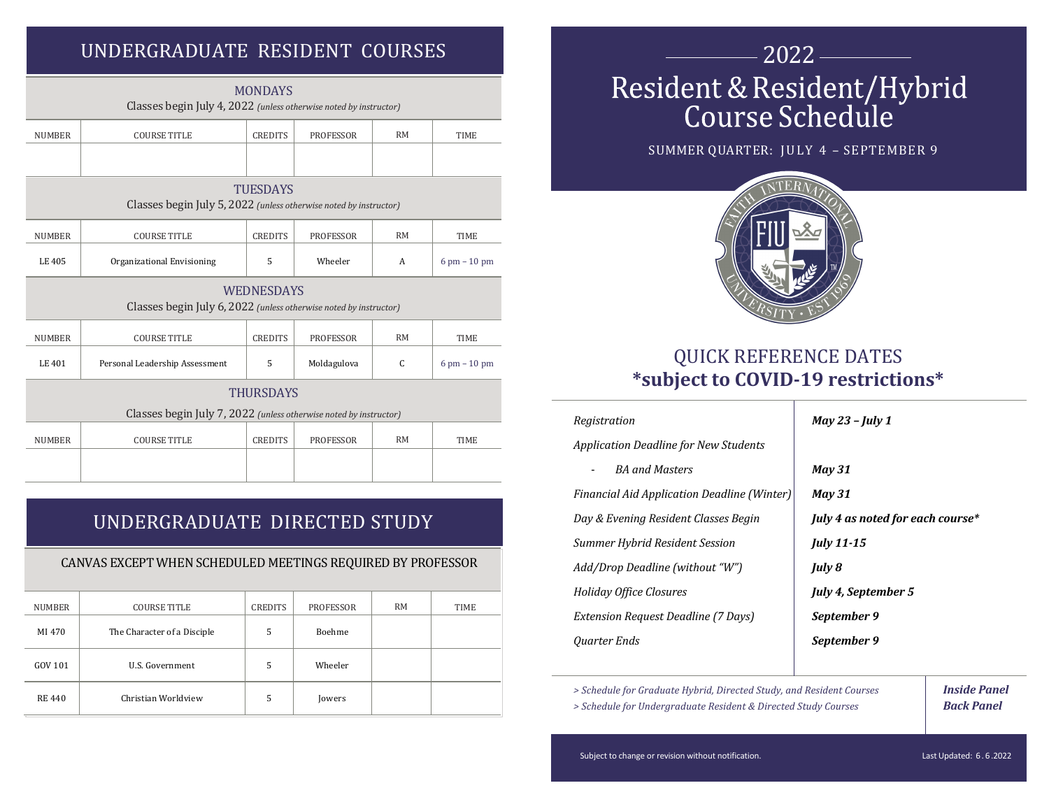## UNDERGRADUATE RESIDENT COURSES

### MONDAYS

Classes begin July 4, 2022 *(unless otherwise noted by instructor)*

| NUMBER | COURSE TITLE | CREDITS | PROFESSOR | RM | TIME |
|---|---|---|---|---|---|
| | | | | | |

### TUESDAYS

Classes begin July 5, 2022 *(unless otherwise noted by instructor)*

| NUMBER | COURSE TITLE | CREDITS | PROFESSOR | RM | TIME |
|---|---|---|---|---|---|
| LE 405 | Organizational Envisioning | 5 | Wheeler | A | 6 pm – 10 pm |

### WEDNESDAYS

Classes begin July 6, 2022 *(unless otherwise noted by instructor)*

| NUMBER | COURSE TITLE | CREDITS | PROFESSOR | RM | TIME |
|---|---|---|---|---|---|
| LE 401 | Personal Leadership Assessment | 5 | Moldagulova | C | 6 pm – 10 pm |

### THURSDAYS

Classes begin July 7, 2022 *(unless otherwise noted by instructor)*

| NUMBER | COURSE TITLE | CREDITS | PROFESSOR | RM | TIME |
|---|---|---|---|---|---|
| | | | | | |

## UNDERGRADUATE DIRECTED STUDY

CANVAS EXCEPT WHEN SCHEDULED MEETINGS REQUIRED BY PROFESSOR

| NUMBER | COURSE TITLE | CREDITS | PROFESSOR | RM | TIME |
|---|---|---|---|---|---|
| MI 470 | The Character of a Disciple | 5 | Boehme | | |
| GOV 101 | U.S. Government | 5 | Wheeler | | |
| RE 440 | Christian Worldview | 5 | Jowers | | |

# 2022 Resident & Resident/Hybrid Course Schedule

SUMMER QUARTER: JULY 4 – SEPTEMBER 9

FAITH INTERNATIONAL UNIVERSITY · EST 1969

## QUICK REFERENCE DATES
## **\*subject to COVID-19 restrictions\***

| | |
|---|---|
| *Registration* | ***May 23 – July 1*** |
| *Application Deadline for New Students* | |
| - *BA and Masters* | ***May 31*** |
| *Financial Aid Application Deadline (Winter)* | ***May 31*** |
| *Day & Evening Resident Classes Begin* | ***July 4 as noted for each course\**** |
| *Summer Hybrid Resident Session* | ***July 11-15*** |
| *Add/Drop Deadline (without "W")* | ***July 8*** |
| *Holiday Office Closures* | ***July 4, September 5*** |
| *Extension Request Deadline (7 Days)* | ***September 9*** |
| *Quarter Ends* | ***September 9*** |

| | |
|---|---|
| *> Schedule for Graduate Hybrid, Directed Study, and Resident Courses* | ***Inside Panel*** |
| *> Schedule for Undergraduate Resident & Directed Study Courses* | ***Back Panel*** |

Subject to change or revision without notification.

Last Updated: 6.6.2022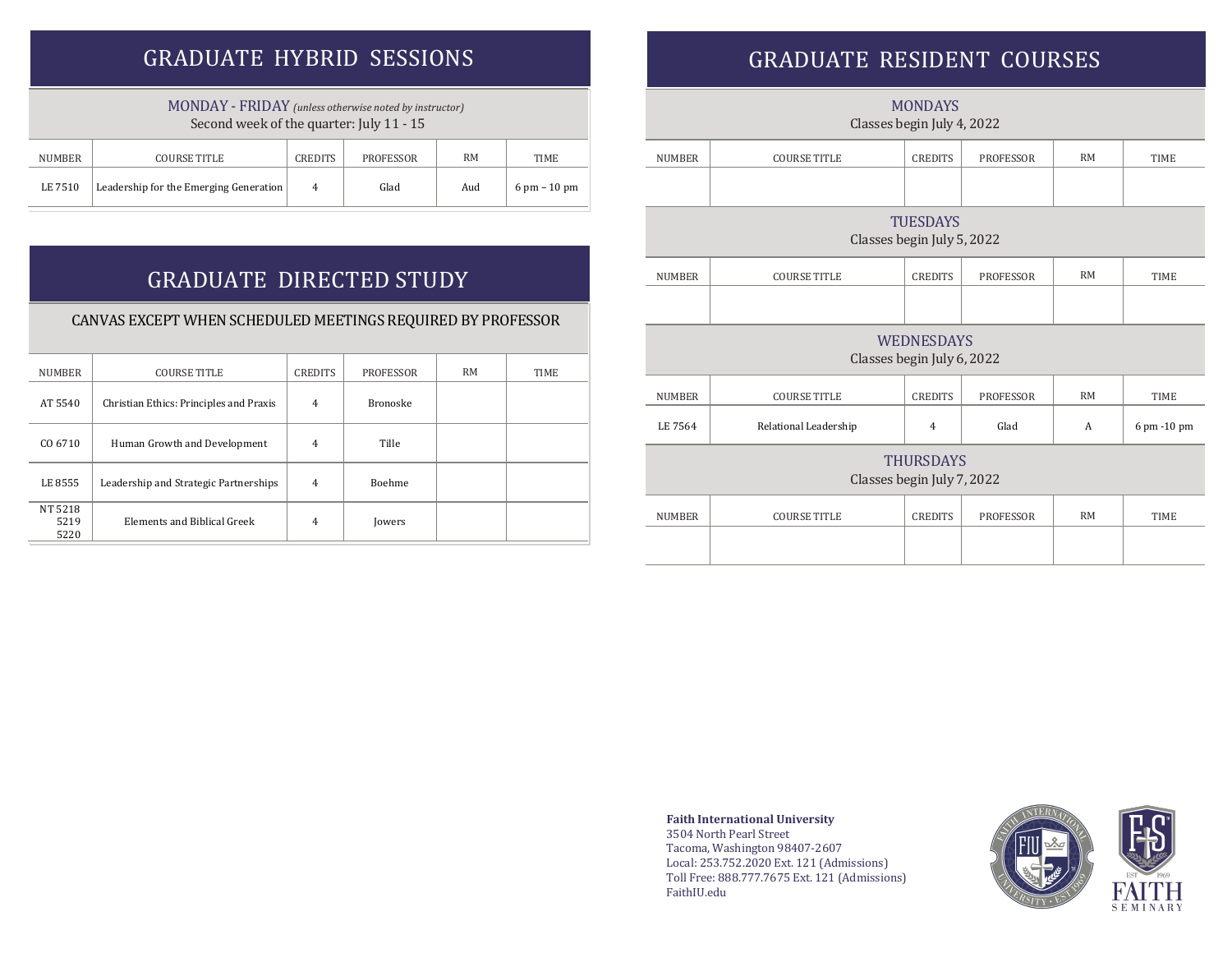## GRADUATE HYBRID SESSIONS

MONDAY - FRIDAY *(unless otherwise noted by instructor)*
Second week of the quarter: July 11 - 15

| NUMBER | COURSE TITLE | CREDITS | PROFESSOR | RM | TIME |
|---|---|---|---|---|---|
| LE 7510 | Leadership for the Emerging Generation | 4 | Glad | Aud | 6 pm – 10 pm |

## GRADUATE DIRECTED STUDY

CANVAS EXCEPT WHEN SCHEDULED MEETINGS REQUIRED BY PROFESSOR

| NUMBER | COURSE TITLE | CREDITS | PROFESSOR | RM | TIME |
|---|---|---|---|---|---|
| AT 5540 | Christian Ethics: Principles and Praxis | 4 | Bronoske | | |
| CO 6710 | Human Growth and Development | 4 | Tille | | |
| LE 8555 | Leadership and Strategic Partnerships | 4 | Boehme | | |
| NT 5218 5219 5220 | Elements and Biblical Greek | 4 | Jowers | | |

## GRADUATE RESIDENT COURSES

MONDAYS
Classes begin July 4, 2022

| NUMBER | COURSE TITLE | CREDITS | PROFESSOR | RM | TIME |
|---|---|---|---|---|---|
| | | | | | |

TUESDAYS
Classes begin July 5, 2022

| NUMBER | COURSE TITLE | CREDITS | PROFESSOR | RM | TIME |
|---|---|---|---|---|---|
| | | | | | |

WEDNESDAYS
Classes begin July 6, 2022

| NUMBER | COURSE TITLE | CREDITS | PROFESSOR | RM | TIME |
|---|---|---|---|---|---|
| LE 7564 | Relational Leadership | 4 | Glad | A | 6 pm -10 pm |

THURSDAYS
Classes begin July 7, 2022

| NUMBER | COURSE TITLE | CREDITS | PROFESSOR | RM | TIME |
|---|---|---|---|---|---|
| | | | | | |

**Faith International University**
3504 North Pearl Street
Tacoma, Washington 98407-2607
Local: 253.752.2020 Ext. 121 (Admissions)
Toll Free: 888.777.7675 Ext. 121 (Admissions)
FaithIU.edu